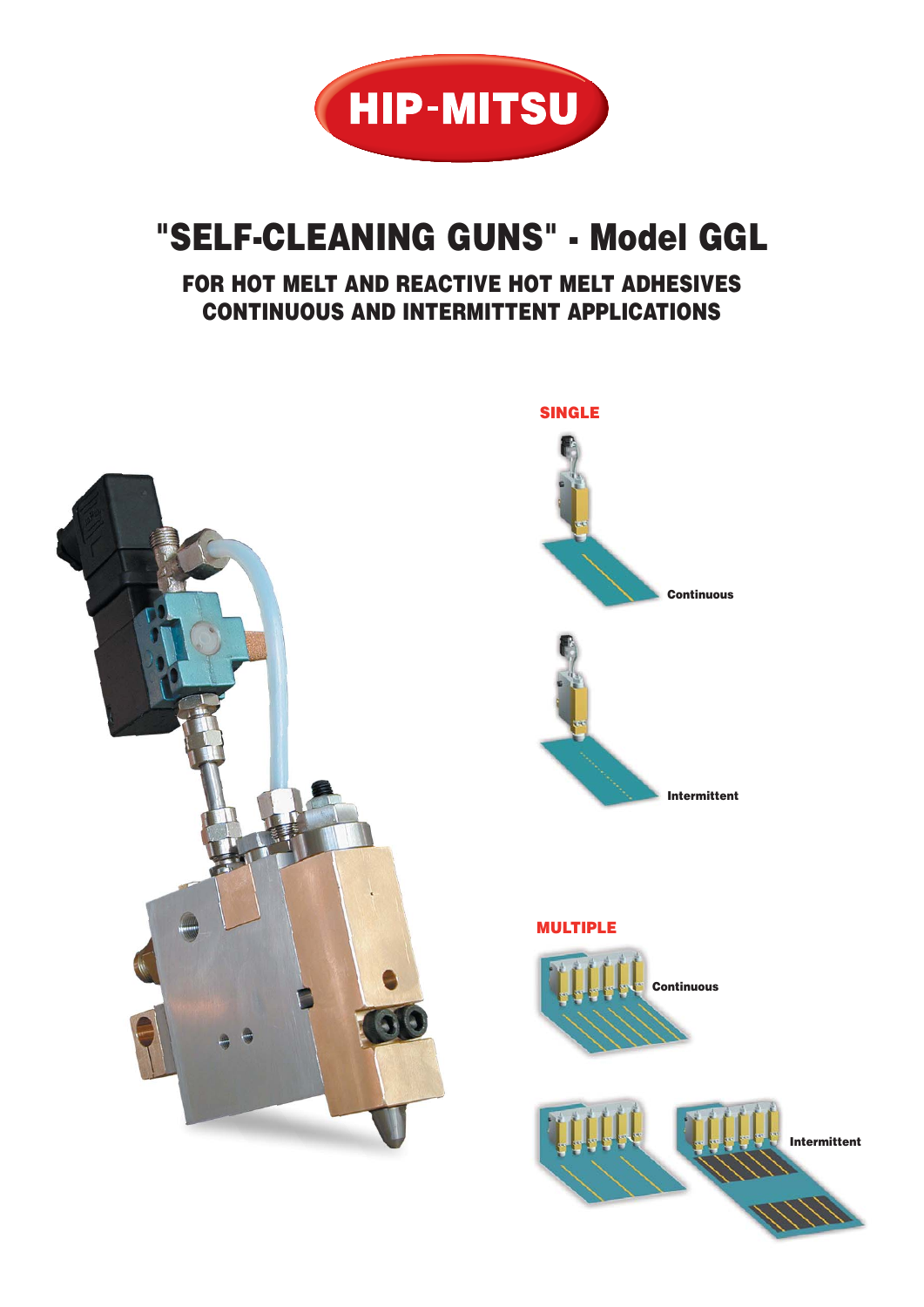HIP-MITSU

# "SELF-CLEANING GUNS" - Model GGL

## FOR HOT MELT AND REACTIVE HOT MELT ADHESIVES CONTINUOUS AND INTERMITTENT APPLICATIONS

**SINGLE**

**Continuous**

**Intermittent**

**MULTIPLE**

**Continuous**

**Intermittent**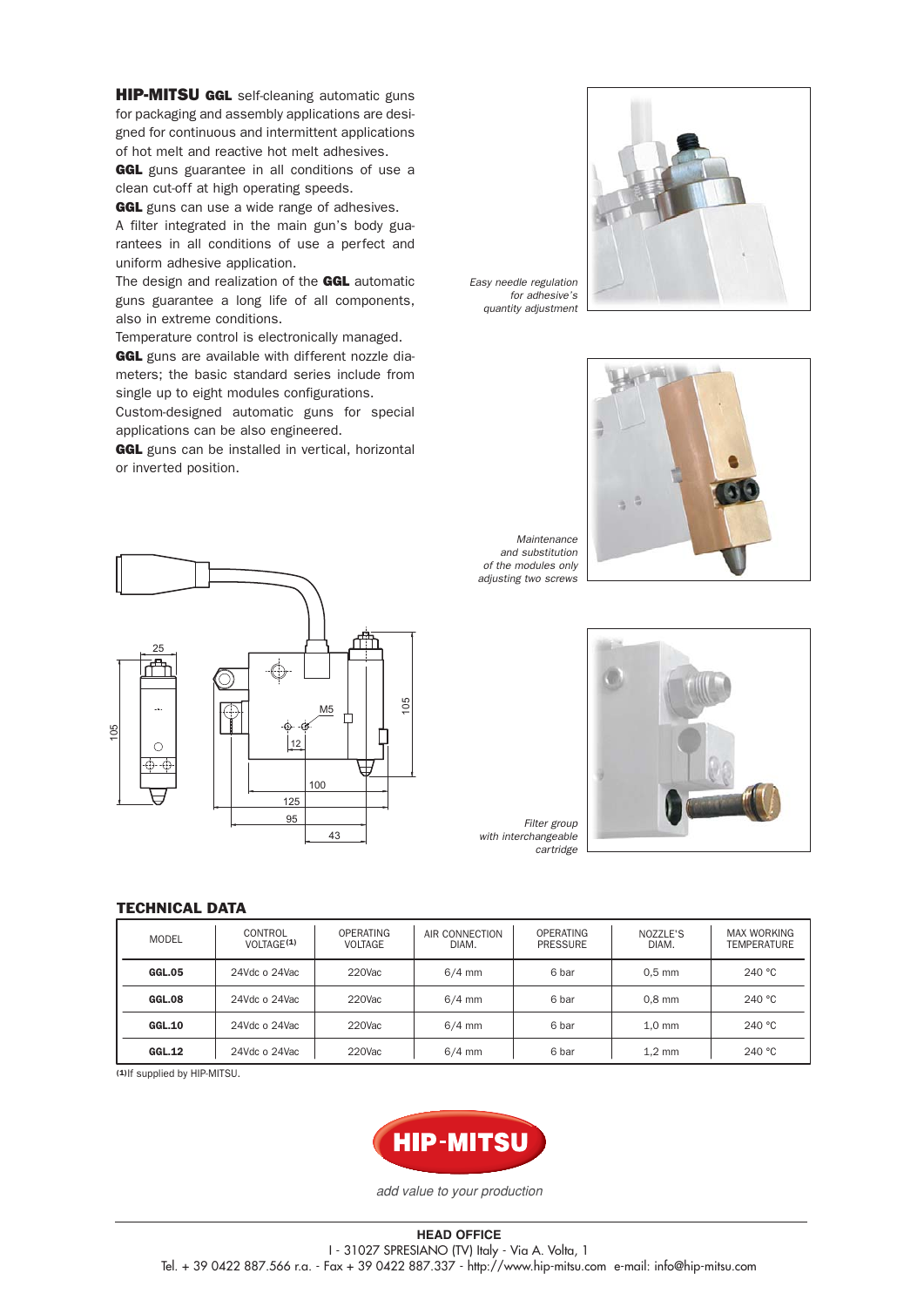**HIP-MITSU GGL** self-cleaning automatic guns for packaging and assembly applications are designed for continuous and intermittent applications of hot melt and reactive hot melt adhesives.

**GGL** guns guarantee in all conditions of use a clean cut-off at high operating speeds.

**GGL** guns can use a wide range of adhesives.

A filter integrated in the main gun's body guarantees in all conditions of use a perfect and uniform adhesive application.

The design and realization of the **GGL** automatic guns guarantee a long life of all components, also in extreme conditions.

Temperature control is electronically managed.

**GGL** guns are available with different nozzle diameters; the basic standard series include from single up to eight modules configurations.

Custom-designed automatic guns for special applications can be also engineered.

**GGL** guns can be installed in vertical, horizontal or inverted position.

*Easy needle regulation for adhesive's quantity adjustment*

*Maintenance and substitution of the modules only adjusting two screws*

*Filter group with interchangeable cartridge*

25
105
M5
12
105
100
125
95
43

## TECHNICAL DATA

| MODEL | CONTROL VOLTAGE(1) | OPERATING VOLTAGE | AIR CONNECTION DIAM. | OPERATING PRESSURE | NOZZLE'S DIAM. | MAX WORKING TEMPERATURE |
|---|---|---|---|---|---|---|
| **GGL.05** | 24Vdc o 24Vac | 220Vac | 6/4 mm | 6 bar | 0,5 mm | 240 °C |
| **GGL.08** | 24Vdc o 24Vac | 220Vac | 6/4 mm | 6 bar | 0,8 mm | 240 °C |
| **GGL.10** | 24Vdc o 24Vac | 220Vac | 6/4 mm | 6 bar | 1,0 mm | 240 °C |
| **GGL.12** | 24Vdc o 24Vac | 220Vac | 6/4 mm | 6 bar | 1,2 mm | 240 °C |

(1) If supplied by HIP-MITSU.

HIP-MITSU

*add value to your production*

**HEAD OFFICE**

I - 31027 SPRESIANO (TV) Italy - Via A. Volta, 1

Tel. + 39 0422 887.566 r.a. - Fax + 39 0422 887.337 - http://www.hip-mitsu.com e-mail: info@hip-mitsu.com